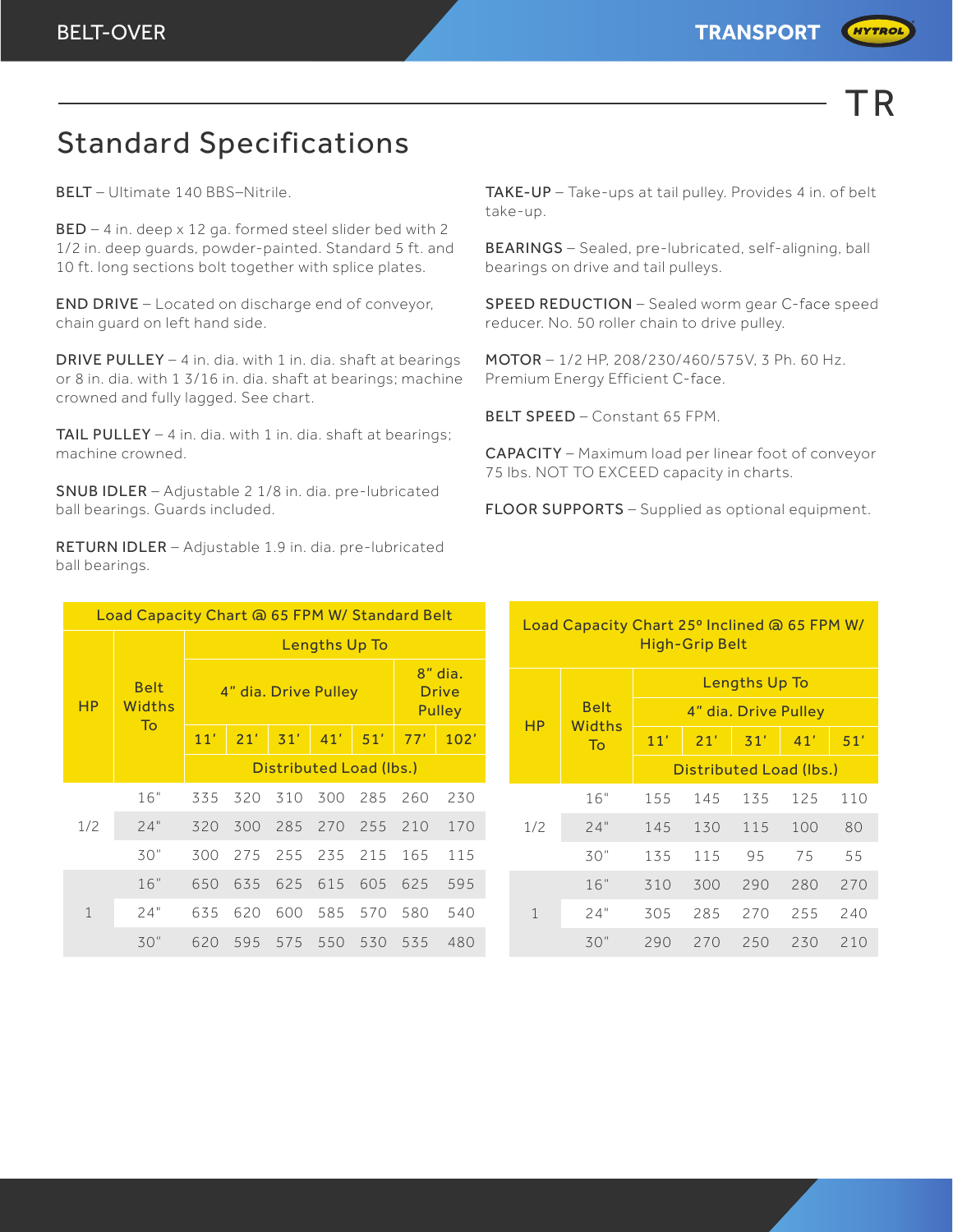# TR

## Standard Specifications

BELT – Ultimate 140 BBS–Nitrile.

BED – 4 in. deep x 12 ga. formed steel slider bed with 2 1/2 in. deep guards, powder-painted. Standard 5 ft. and 10 ft. long sections bolt together with splice plates.

END DRIVE – Located on discharge end of conveyor, chain guard on left hand side.

DRIVE PULLEY – 4 in. dia. with 1 in. dia. shaft at bearings or 8 in. dia. with 1 3/16 in. dia. shaft at bearings; machine crowned and fully lagged. See chart.

TAIL PULLEY – 4 in. dia. with 1 in. dia. shaft at bearings; machine crowned.

SNUB IDLER – Adjustable 2 1/8 in. dia. pre-lubricated ball bearings. Guards included.

RETURN IDLER – Adjustable 1.9 in. dia. pre-lubricated ball bearings.

TAKE-UP – Take-ups at tail pulley. Provides 4 in. of belt take-up.

BEARINGS – Sealed, pre-lubricated, self-aligning, ball bearings on drive and tail pulleys.

SPEED REDUCTION – Sealed worm gear C-face speed reducer. No. 50 roller chain to drive pulley.

MOTOR – 1/2 HP, 208/230/460/575V, 3 Ph. 60 Hz. Premium Energy Efficient C-face.

BELT SPEED – Constant 65 FPM.

CAPACITY – Maximum load per linear foot of conveyor 75 lbs. NOT TO EXCEED capacity in charts.

FLOOR SUPPORTS – Supplied as optional equipment.

**Load Capacity Chart @ 65 FPM W/ Standard Belt**

| HP | Belt Widths To | Lengths Up To | | | | | | |
|---|---|---|---|---|---|---|---|---|
| | | 4" dia. Drive Pulley | | | | | 8" dia. Drive Pulley | |
| | | 11' | 21' | 31' | 41' | 51' | 77' | 102' |
| | | Distributed Load (lbs.) | | | | | | |
| 1/2 | 16" | 335 | 320 | 310 | 300 | 285 | 260 | 230 |
| | 24" | 320 | 300 | 285 | 270 | 255 | 210 | 170 |
| | 30" | 300 | 275 | 255 | 235 | 215 | 165 | 115 |
| 1 | 16" | 650 | 635 | 625 | 615 | 605 | 625 | 595 |
| | 24" | 635 | 620 | 600 | 585 | 570 | 580 | 540 |
| | 30" | 620 | 595 | 575 | 550 | 530 | 535 | 480 |

**Load Capacity Chart 25º Inclined @ 65 FPM W/ High-Grip Belt**

| HP | Belt Widths To | Lengths Up To | | | | |
|---|---|---|---|---|---|---|
| | | 4" dia. Drive Pulley | | | | |
| | | 11' | 21' | 31' | 41' | 51' |
| | | Distributed Load (lbs.) | | | | |
| 1/2 | 16" | 155 | 145 | 135 | 125 | 110 |
| | 24" | 145 | 130 | 115 | 100 | 80 |
| | 30" | 135 | 115 | 95 | 75 | 55 |
| 1 | 16" | 310 | 300 | 290 | 280 | 270 |
| | 24" | 305 | 285 | 270 | 255 | 240 |
| | 30" | 290 | 270 | 250 | 230 | 210 |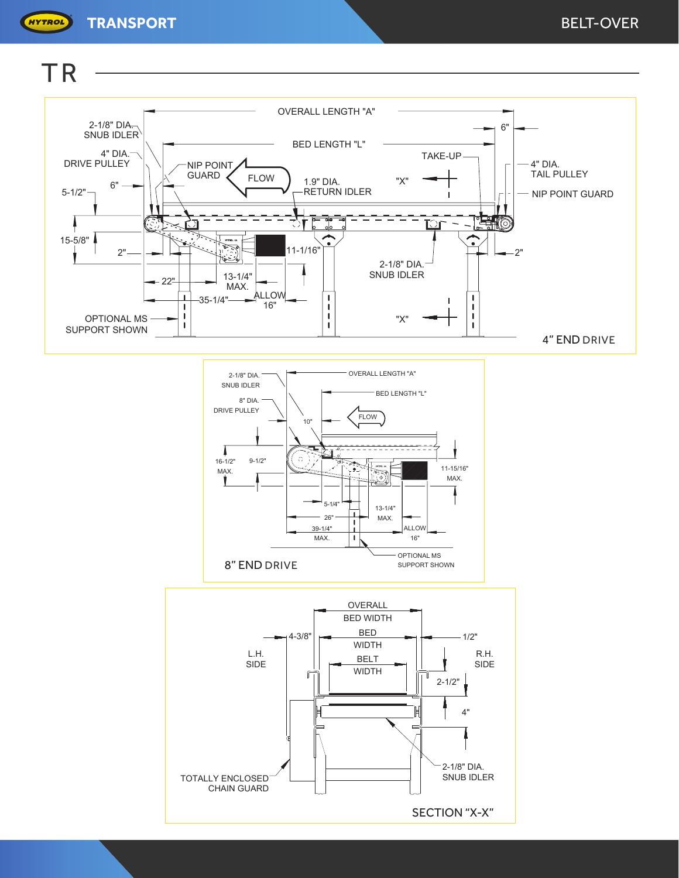# TR

OVERALL LENGTH "A"

6"

BED LENGTH "L"

2-1/8" DIA. SNUB IDLER

4" DIA. DRIVE PULLEY

TAKE-UP

4" DIA. TAIL PULLEY

NIP POINT GUARD

FLOW

"X"

NIP POINT GUARD

6"

1.9" DIA. RETURN IDLER

5-1/2"

15-5/8"

2"

11-1/16"

2"

2-1/8" DIA. SNUB IDLER

22"

13-1/4" MAX.

35-1/4"

ALLOW 16"

OPTIONAL MS SUPPORT SHOWN

"X"

4" END DRIVE

2-1/8" DIA. SNUB IDLER

OVERALL LENGTH "A"

BED LENGTH "L"

8" DIA. DRIVE PULLEY

10"

FLOW

16-1/2" MAX.

9-1/2"

11-15/16" MAX.

5-1/4"

26"

13-1/4" MAX.

39-1/4" MAX.

ALLOW 16"

OPTIONAL MS SUPPORT SHOWN

8" END DRIVE

OVERALL BED WIDTH

4-3/8"

BED WIDTH

1/2"

L.H. SIDE

BELT WIDTH

R.H. SIDE

2-1/2"

4"

TOTALLY ENCLOSED CHAIN GUARD

2-1/8" DIA. SNUB IDLER

SECTION "X-X"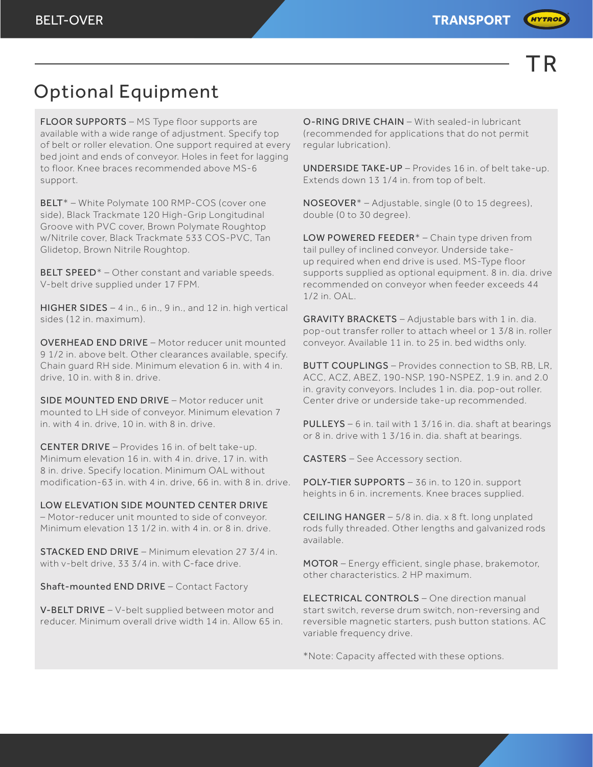# Optional Equipment

**FLOOR SUPPORTS** – MS Type floor supports are available with a wide range of adjustment. Specify top of belt or roller elevation. One support required at every bed joint and ends of conveyor. Holes in feet for lagging to floor. Knee braces recommended above MS-6 support.

**BELT*** – White Polymate 100 RMP-COS (cover one side), Black Trackmate 120 High-Grip Longitudinal Groove with PVC cover, Brown Polymate Roughtop w/Nitrile cover, Black Trackmate 533 COS-PVC, Tan Glidetop, Brown Nitrile Roughtop.

**BELT SPEED*** – Other constant and variable speeds. V-belt drive supplied under 17 FPM.

**HIGHER SIDES** – 4 in., 6 in., 9 in., and 12 in. high vertical sides (12 in. maximum).

**OVERHEAD END DRIVE** – Motor reducer unit mounted 9 1/2 in. above belt. Other clearances available, specify. Chain guard RH side. Minimum elevation 6 in. with 4 in. drive, 10 in. with 8 in. drive.

**SIDE MOUNTED END DRIVE** – Motor reducer unit mounted to LH side of conveyor. Minimum elevation 7 in. with 4 in. drive, 10 in. with 8 in. drive.

**CENTER DRIVE** – Provides 16 in. of belt take-up. Minimum elevation 16 in. with 4 in. drive, 17 in. with 8 in. drive. Specify location. Minimum OAL without modification-63 in. with 4 in. drive, 66 in. with 8 in. drive.

**LOW ELEVATION SIDE MOUNTED CENTER DRIVE** – Motor-reducer unit mounted to side of conveyor. Minimum elevation 13 1/2 in. with 4 in. or 8 in. drive.

**STACKED END DRIVE** – Minimum elevation 27 3/4 in. with v-belt drive, 33 3/4 in. with C-face drive.

**Shaft-mounted END DRIVE** – Contact Factory

**V-BELT DRIVE** – V-belt supplied between motor and reducer. Minimum overall drive width 14 in. Allow 65 in.

**O-RING DRIVE CHAIN** – With sealed-in lubricant (recommended for applications that do not permit regular lubrication).

**UNDERSIDE TAKE-UP** – Provides 16 in. of belt take-up. Extends down 13 1/4 in. from top of belt.

**NOSEOVER*** – Adjustable, single (0 to 15 degrees), double (0 to 30 degree).

**LOW POWERED FEEDER*** – Chain type driven from tail pulley of inclined conveyor. Underside take-up required when end drive is used. MS-Type floor supports supplied as optional equipment. 8 in. dia. drive recommended on conveyor when feeder exceeds 44 1/2 in. OAL.

**GRAVITY BRACKETS** – Adjustable bars with 1 in. dia. pop-out transfer roller to attach wheel or 1 3/8 in. roller conveyor. Available 11 in. to 25 in. bed widths only.

**BUTT COUPLINGS** – Provides connection to SB, RB, LR, ACC, ACZ, ABEZ, 190-NSP, 190-NSPEZ, 1.9 in. and 2.0 in. gravity conveyors. Includes 1 in. dia. pop-out roller. Center drive or underside take-up recommended.

**PULLEYS** – 6 in. tail with 1 3/16 in. dia. shaft at bearings or 8 in. drive with 1 3/16 in. dia. shaft at bearings.

**CASTERS** – See Accessory section.

**POLY-TIER SUPPORTS** – 36 in. to 120 in. support heights in 6 in. increments. Knee braces supplied.

**CEILING HANGER** – 5/8 in. dia. x 8 ft. long unplated rods fully threaded. Other lengths and galvanized rods available.

**MOTOR** – Energy efficient, single phase, brakemotor, other characteristics. 2 HP maximum.

**ELECTRICAL CONTROLS** – One direction manual start switch, reverse drum switch, non-reversing and reversible magnetic starters, push button stations. AC variable frequency drive.

*Note: Capacity affected with these options.